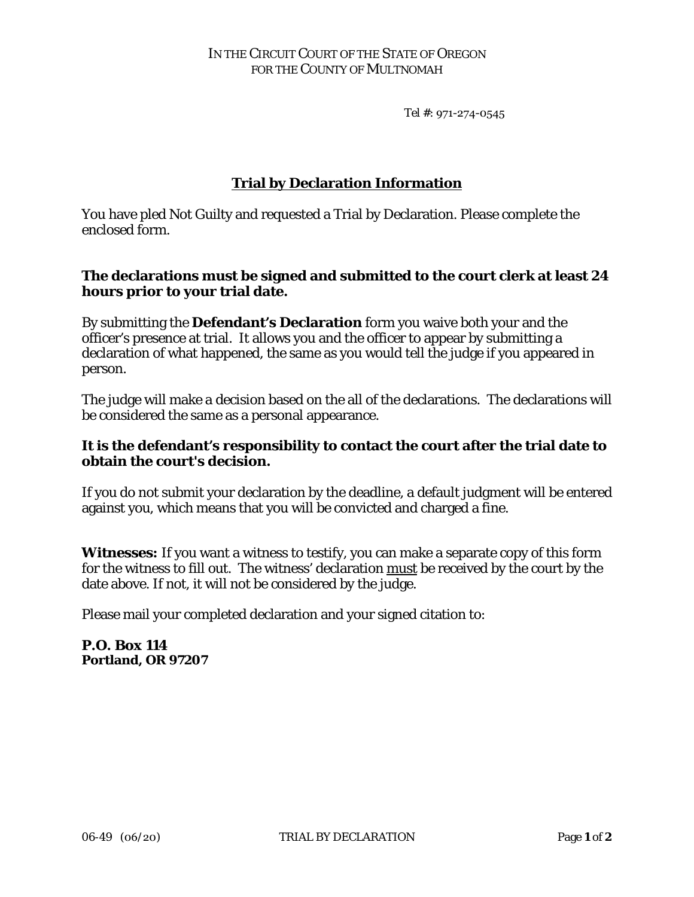IN THE CIRCUIT COURT OF THE STATE OF OREGON
FOR THE COUNTY OF MULTNOMAH

Tel #: 971-274-0545

## Trial by Declaration Information

You have pled Not Guilty and requested a Trial by Declaration. Please complete the enclosed form.

**The declarations must be signed and submitted to the court clerk at least 24 hours prior to your trial date.**

By submitting the **Defendant's Declaration** form you waive both your and the officer's presence at trial. It allows you and the officer to appear by submitting a declaration of what happened, the same as you would tell the judge if you appeared in person.

The judge will make a decision based on the all of the declarations. The declarations will be considered the same as a personal appearance.

**It is the defendant's responsibility to contact the court after the trial date to obtain the court's decision.**

If you do not submit your declaration by the deadline, a default judgment will be entered against you, which means that you will be convicted and charged a fine.

**Witnesses:** If you want a witness to testify, you can make a separate copy of this form for the witness to fill out. The witness' declaration must be received by the court by the date above. If not, it will not be considered by the judge.

Please mail your completed declaration and your signed citation to:

**P.O. Box 114**
**Portland, OR 97207**

06-49 (06/20) TRIAL BY DECLARATION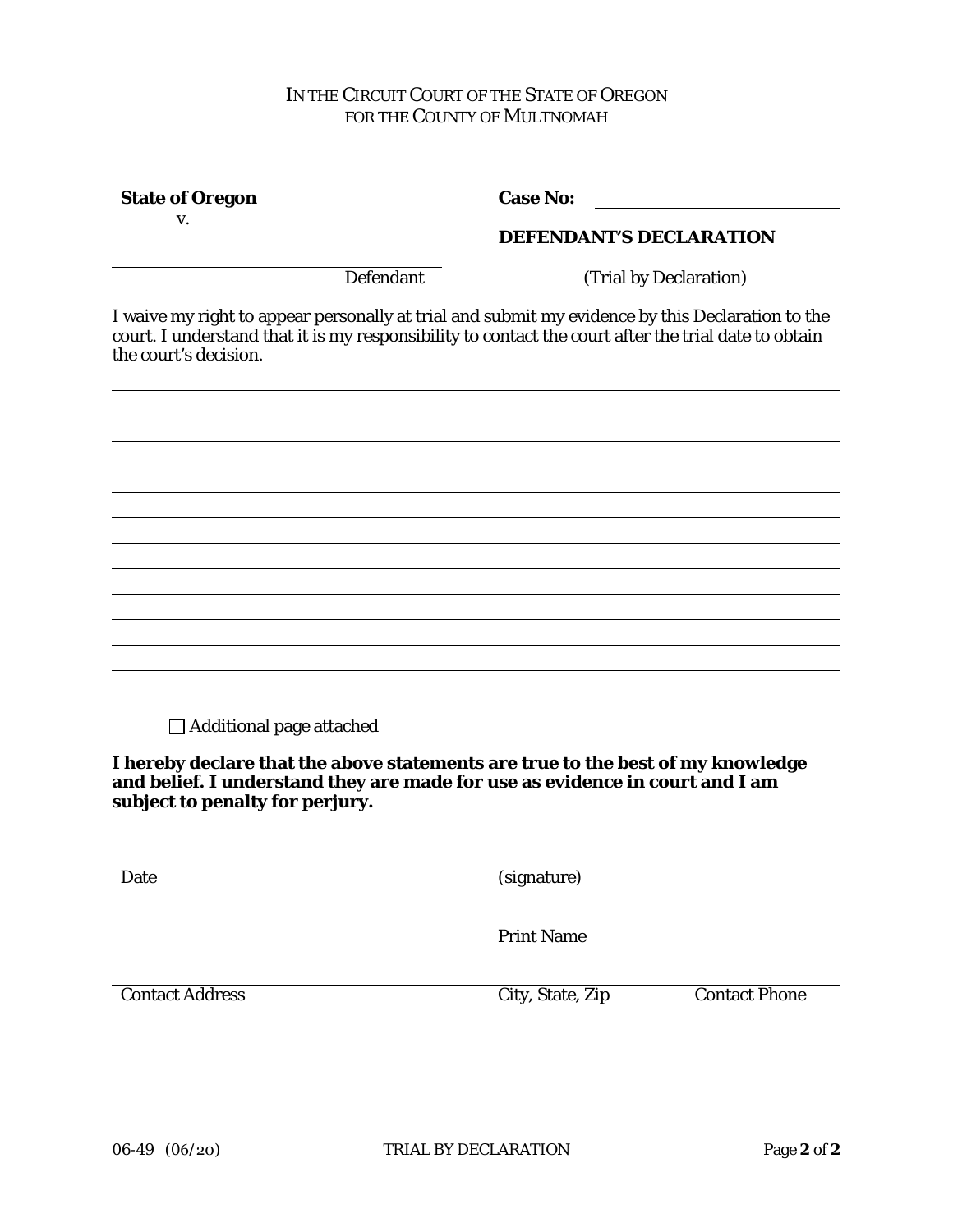IN THE CIRCUIT COURT OF THE STATE OF OREGON
FOR THE COUNTY OF MULTNOMAH

**State of Oregon**
v.

______________________________
Defendant

**Case No:** ______________________

**DEFENDANT'S DECLARATION**

(Trial by Declaration)

I waive my right to appear personally at trial and submit my evidence by this Declaration to the court. I understand that it is my responsibility to contact the court after the trial date to obtain the court's decision.

______________________________________________________________________________

______________________________________________________________________________

______________________________________________________________________________

______________________________________________________________________________

______________________________________________________________________________

______________________________________________________________________________

______________________________________________________________________________

______________________________________________________________________________

______________________________________________________________________________

______________________________________________________________________________

______________________________________________________________________________

______________________________________________________________________________

☐ Additional page attached

**I hereby declare that the above statements are true to the best of my knowledge and belief. I understand they are made for use as evidence in court and I am subject to penalty for perjury.**

______________________
Date

______________________________
(signature)

______________________________
Print Name

______________________________________________________________________________
Contact Address | City, State, Zip | Contact Phone

06-49 (06/20) TRIAL BY DECLARATION